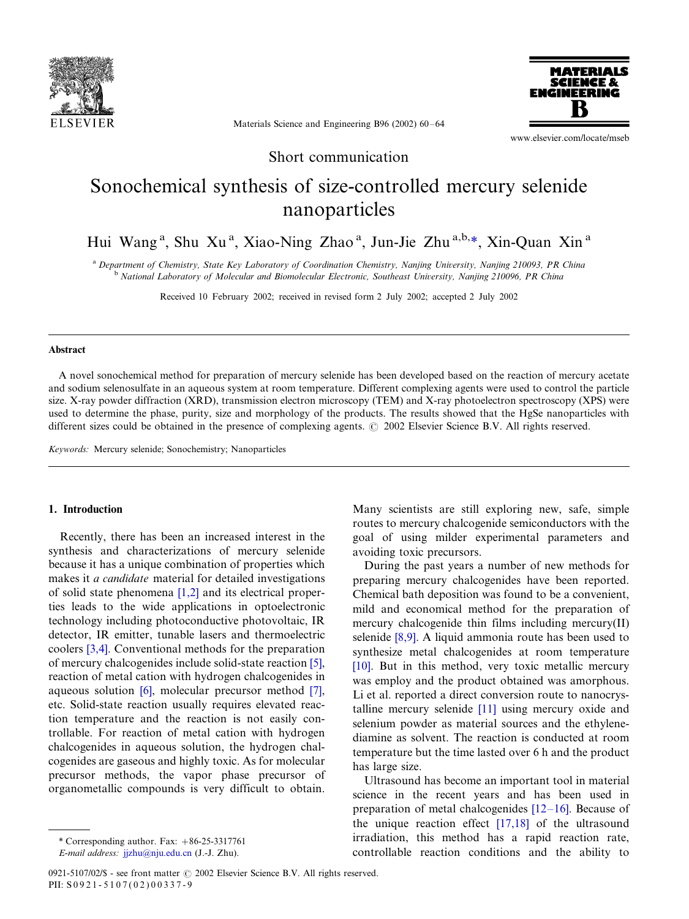Short communication

# Sonochemical synthesis of size-controlled mercury selenide nanoparticles

Hui Wang [a], Shu Xu [a], Xiao-Ning Zhao [a], Jun-Jie Zhu [a,b,*], Xin-Quan Xin [a]

[a] Department of Chemistry, State Key Laboratory of Coordination Chemistry, Nanjing University, Nanjing 210093, PR China
[b] National Laboratory of Molecular and Biomolecular Electronic, Southeast University, Nanjing 210096, PR China

Received 10 February 2002; received in revised form 2 July 2002; accepted 2 July 2002

## Abstract

A novel sonochemical method for preparation of mercury selenide has been developed based on the reaction of mercury acetate and sodium selenosulfate in an aqueous system at room temperature. Different complexing agents were used to control the particle size. X-ray powder diffraction (XRD), transmission electron microscopy (TEM) and X-ray photoelectron spectroscopy (XPS) were used to determine the phase, purity, size and morphology of the products. The results showed that the HgSe nanoparticles with different sizes could be obtained in the presence of complexing agents. © 2002 Elsevier Science B.V. All rights reserved.

*Keywords:* Mercury selenide; Sonochemistry; Nanoparticles

## 1. Introduction

Recently, there has been an increased interest in the synthesis and characterizations of mercury selenide because it has a unique combination of properties which makes it *a candidate* material for detailed investigations of solid state phenomena [1,2] and its electrical properties leads to the wide applications in optoelectronic technology including photoconductive photovoltaic, IR detector, IR emitter, tunable lasers and thermoelectric coolers [3,4]. Conventional methods for the preparation of mercury chalcogenides include solid-state reaction [5], reaction of metal cation with hydrogen chalcogenides in aqueous solution [6], molecular precursor method [7], etc. Solid-state reaction usually requires elevated reaction temperature and the reaction is not easily controllable. For reaction of metal cation with hydrogen chalcogenides in aqueous solution, the hydrogen chalcogenides are gaseous and highly toxic. As for molecular precursor methods, the vapor phase precursor of organometallic compounds is very difficult to obtain. Many scientists are still exploring new, safe, simple routes to mercury chalcogenide semiconductors with the goal of using milder experimental parameters and avoiding toxic precursors.

During the past years a number of new methods for preparing mercury chalcogenides have been reported. Chemical bath deposition was found to be a convenient, mild and economical method for the preparation of mercury chalcogenide thin films including mercury(II) selenide [8,9]. A liquid ammonia route has been used to synthesize metal chalcogenides at room temperature [10]. But in this method, very toxic metallic mercury was employ and the product obtained was amorphous. Li et al. reported a direct conversion route to nanocrystalline mercury selenide [11] using mercury oxide and selenium powder as material sources and the ethylenediamine as solvent. The reaction is conducted at room temperature but the time lasted over 6 h and the product has large size.

Ultrasound has become an important tool in material science in the recent years and has been used in preparation of metal chalcogenides [12–16]. Because of the unique reaction effect [17,18] of the ultrasound irradiation, this method has a rapid reaction rate, controllable reaction conditions and the ability to

* Corresponding author. Fax: +86-25-3317761
*E-mail address:* jjzhu@nju.edu.cn (J.-J. Zhu).

0921-5107/02/$ - see front matter © 2002 Elsevier Science B.V. All rights reserved.
PII: S0921-5107(02)00337-9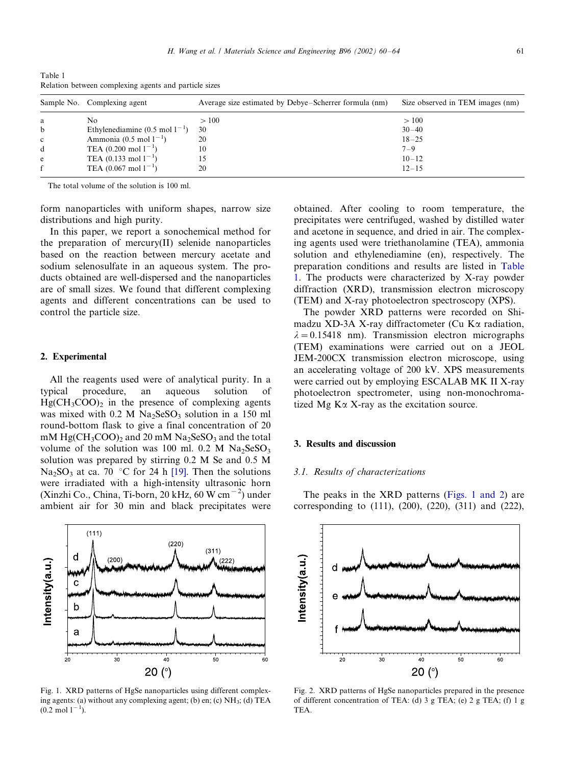Table 1
Relation between complexing agents and particle sizes

| Sample No. | Complexing agent | Average size estimated by Debye–Scherrer formula (nm) | Size observed in TEM images (nm) |
|---|---|---|---|
| a | No | > 100 | > 100 |
| b | Ethylenediamine (0.5 mol $l^{-1}$) | 30 | 30–40 |
| c | Ammonia (0.5 mol $l^{-1}$) | 20 | 18–25 |
| d | TEA (0.200 mol $l^{-1}$) | 10 | 7–9 |
| e | TEA (0.133 mol $l^{-1}$) | 15 | 10–12 |
| f | TEA (0.067 mol $l^{-1}$) | 20 | 12–15 |

The total volume of the solution is 100 ml.

form nanoparticles with uniform shapes, narrow size distributions and high purity.

In this paper, we report a sonochemical method for the preparation of mercury(II) selenide nanoparticles based on the reaction between mercury acetate and sodium selenosulfate in an aqueous system. The products obtained are well-dispersed and the nanoparticles are of small sizes. We found that different complexing agents and different concentrations can be used to control the particle size.

## 2. Experimental

All the reagents used were of analytical purity. In a typical procedure, an aqueous solution of $Hg(CH_3COO)_2$ in the presence of complexing agents was mixed with 0.2 M $Na_2SeSO_3$ solution in a 150 ml round-bottom flask to give a final concentration of 20 mM $Hg(CH_3COO)_2$ and 20 mM $Na_2SeSO_3$ and the total volume of the solution was 100 ml. 0.2 M $Na_2SeSO_3$ solution was prepared by stirring 0.2 M Se and 0.5 M $Na_2SO_3$ at ca. 70 °C for 24 h [19]. Then the solutions were irradiated with a high-intensity ultrasonic horn (Xinzhi Co., China, Ti-born, 20 kHz, 60 W $cm^{-2}$) under ambient air for 30 min and black precipitates were obtained. After cooling to room temperature, the precipitates were centrifuged, washed by distilled water and acetone in sequence, and dried in air. The complexing agents used were triethanolamine (TEA), ammonia solution and ethylenediamine (en), respectively. The preparation conditions and results are listed in Table 1. The products were characterized by X-ray powder diffraction (XRD), transmission electron microscopy (TEM) and X-ray photoelectron spectroscopy (XPS).

The powder XRD patterns were recorded on Shimadzu XD-3A X-ray diffractometer (Cu Kα radiation, $\lambda = 0.15418$ nm). Transmission electron micrographs (TEM) examinations were carried out on a JEOL JEM-200CX transmission electron microscope, using an accelerating voltage of 200 kV. XPS measurements were carried out by employing ESCALAB MK II X-ray photoelectron spectrometer, using non-monochromatized Mg Kα X-ray as the excitation source.

## 3. Results and discussion

### 3.1. Results of characterizations

The peaks in the XRD patterns (Figs. 1 and 2) are corresponding to (111), (200), (220), (311) and (222),

Fig. 1. XRD patterns of HgSe nanoparticles using different complexing agents: (a) without any complexing agent; (b) en; (c) $NH_3$; (d) TEA (0.2 mol $l^{-1}$).

Fig. 2. XRD patterns of HgSe nanoparticles prepared in the presence of different concentration of TEA: (d) 3 g TEA; (e) 2 g TEA; (f) 1 g TEA.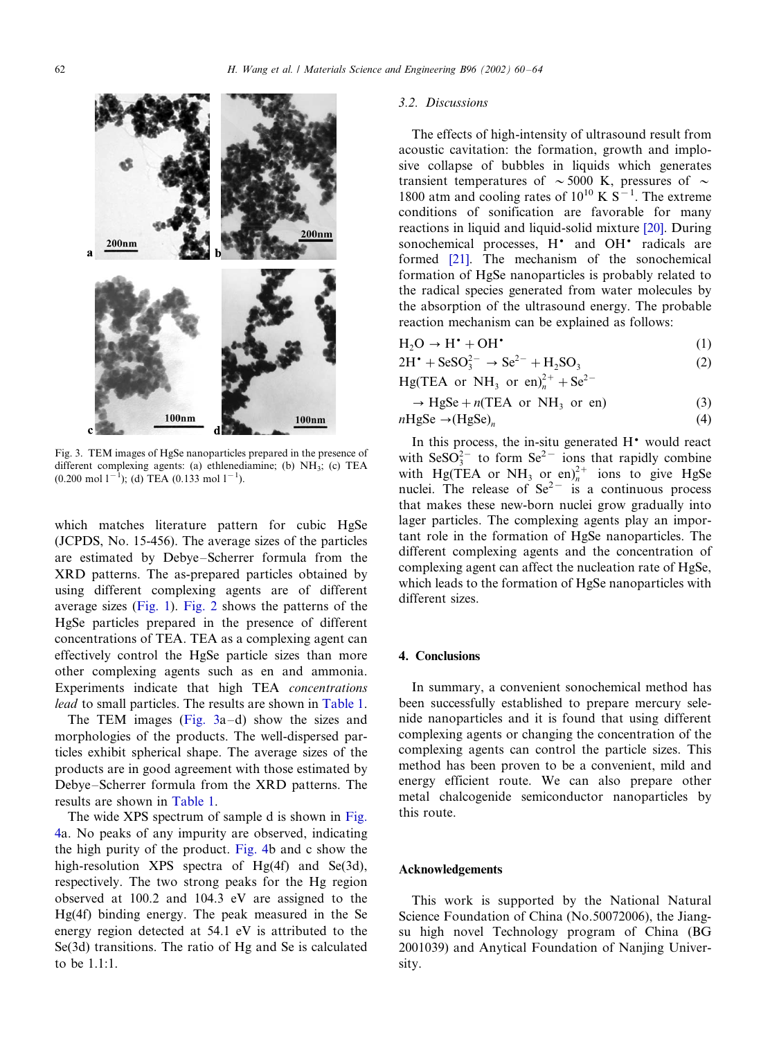Fig. 3. TEM images of HgSe nanoparticles prepared in the presence of different complexing agents: (a) ethlenediamine; (b) $NH_3$; (c) TEA (0.200 mol $l^{-1}$); (d) TEA (0.133 mol $l^{-1}$).

which matches literature pattern for cubic HgSe (JCPDS, No. 15-456). The average sizes of the particles are estimated by Debye–Scherrer formula from the XRD patterns. The as-prepared particles obtained by using different complexing agents are of different average sizes (Fig. 1). Fig. 2 shows the patterns of the HgSe particles prepared in the presence of different concentrations of TEA. TEA as a complexing agent can effectively control the HgSe particle sizes than more other complexing agents such as en and ammonia. Experiments indicate that high TEA *concentrations lead* to small particles. The results are shown in Table 1.

The TEM images (Fig. 3a–d) show the sizes and morphologies of the products. The well-dispersed particles exhibit spherical shape. The average sizes of the products are in good agreement with those estimated by Debye–Scherrer formula from the XRD patterns. The results are shown in Table 1.

The wide XPS spectrum of sample d is shown in Fig. 4a. No peaks of any impurity are observed, indicating the high purity of the product. Fig. 4b and c show the high-resolution XPS spectra of Hg(4f) and Se(3d), respectively. The two strong peaks for the Hg region observed at 100.2 and 104.3 eV are assigned to the Hg(4f) binding energy. The peak measured in the Se energy region detected at 54.1 eV is attributed to the Se(3d) transitions. The ratio of Hg and Se is calculated to be 1.1:1.

### 3.2. Discussions

The effects of high-intensity of ultrasound result from acoustic cavitation: the formation, growth and implosive collapse of bubbles in liquids which generates transient temperatures of $\sim 5000$ K, pressures of $\sim 1800$ atm and cooling rates of $10^{10}$ K $S^{-1}$. The extreme conditions of sonification are favorable for many reactions in liquid and liquid-solid mixture [20]. During sonochemical processes, $H^{\bullet}$ and $OH^{\bullet}$ radicals are formed [21]. The mechanism of the sonochemical formation of HgSe nanoparticles is probably related to the radical species generated from water molecules by the absorption of the ultrasound energy. The probable reaction mechanism can be explained as follows:

$$H_2O \rightarrow H^{\bullet} + OH^{\bullet} \quad (1)$$

$$2H^{\bullet} + SeSO_3^{2-} \rightarrow Se^{2-} + H_2SO_3 \quad (2)$$

$$Hg(\text{TEA or } NH_3 \text{ or en})_n^{2+} + Se^{2-} \rightarrow HgSe + n(\text{TEA or } NH_3 \text{ or en}) \quad (3)$$

$$n\text{HgSe} \rightarrow (\text{HgSe})_n \quad (4)$$

In this process, the in-situ generated $H^{\bullet}$ would react with $SeSO_3^{2-}$ to form $Se^{2-}$ ions that rapidly combine with $Hg(\text{TEA or } NH_3 \text{ or en})_n^{2+}$ ions to give HgSe nuclei. The release of $Se^{2-}$ is a continuous process that makes these new-born nuclei grow gradually into lager particles. The complexing agents play an important role in the formation of HgSe nanoparticles. The different complexing agents and the concentration of complexing agent can affect the nucleation rate of HgSe, which leads to the formation of HgSe nanoparticles with different sizes.

## 4. Conclusions

In summary, a convenient sonochemical method has been successfully established to prepare mercury selenide nanoparticles and it is found that using different complexing agents or changing the concentration of the complexing agents can control the particle sizes. This method has been proven to be a convenient, mild and energy efficient route. We can also prepare other metal chalcogenide semiconductor nanoparticles by this route.

## Acknowledgements

This work is supported by the National Natural Science Foundation of China (No.50072006), the Jiangsu high novel Technology program of China (BG 2001039) and Anytical Foundation of Nanjing University.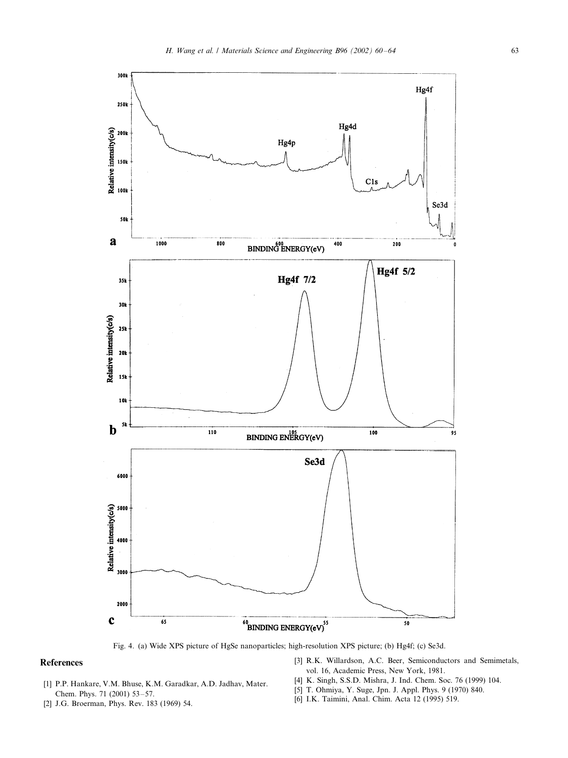Fig. 4. (a) Wide XPS picture of HgSe nanoparticles; high-resolution XPS picture; (b) Hg4f; (c) Se3d.

## References

[1] P.P. Hankare, V.M. Bhuse, K.M. Garadkar, A.D. Jadhav, Mater. Chem. Phys. 71 (2001) 53–57.

[2] J.G. Broerman, Phys. Rev. 183 (1969) 54.

[3] R.K. Willardson, A.C. Beer, Semiconductors and Semimetals, vol. 16, Academic Press, New York, 1981.

[4] K. Singh, S.S.D. Mishra, J. Ind. Chem. Soc. 76 (1999) 104.

[5] T. Ohmiya, Y. Suge, Jpn. J. Appl. Phys. 9 (1970) 840.

[6] I.K. Taimini, Anal. Chim. Acta 12 (1995) 519.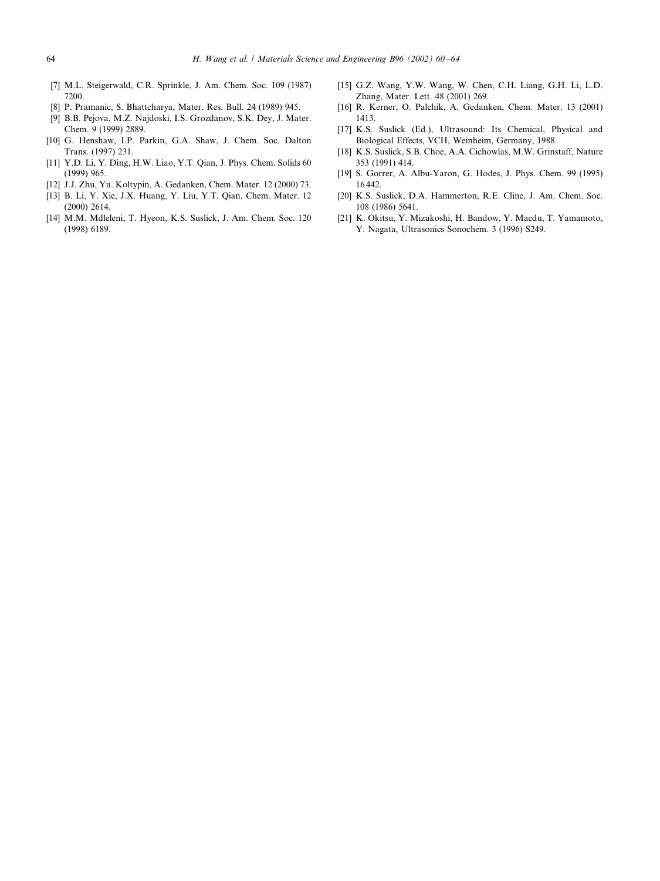[7] M.L. Steigerwald, C.R. Sprinkle, J. Am. Chem. Soc. 109 (1987) 7200.

[8] P. Pramanic, S. Bhattcharya, Mater. Res. Bull. 24 (1989) 945.

[9] B.B. Pejova, M.Z. Najdoski, I.S. Grozdanov, S.K. Dey, J. Mater. Chem. 9 (1999) 2889.

[10] G. Henshaw, I.P. Parkin, G.A. Shaw, J. Chem. Soc. Dalton Trans. (1997) 231.

[11] Y.D. Li, Y. Ding, H.W. Liao, Y.T. Qian, J. Phys. Chem. Solids 60 (1999) 965.

[12] J.J. Zhu, Yu. Koltypin, A. Gedanken, Chem. Mater. 12 (2000) 73.

[13] B. Li, Y. Xie, J.X. Huang, Y. Liu, Y.T. Qian, Chem. Mater. 12 (2000) 2614.

[14] M.M. Mdleleni, T. Hyeon, K.S. Suslick, J. Am. Chem. Soc. 120 (1998) 6189.

[15] G.Z. Wang, Y.W. Wang, W. Chen, C.H. Liang, G.H. Li, L.D. Zhang, Mater. Lett. 48 (2001) 269.

[16] R. Kerner, O. Palchik, A. Gedanken, Chem. Mater. 13 (2001) 1413.

[17] K.S. Suslick (Ed.), Ultrasound: Its Chemical, Physical and Biological Effects, VCH, Weinheim, Germany, 1988.

[18] K.S. Suslick, S.B. Choe, A.A. Cichowlas, M.W. Grinstaff, Nature 353 (1991) 414.

[19] S. Gorrer, A. Albu-Yaron, G. Hodes, J. Phys. Chem. 99 (1995) 16442.

[20] K.S. Suslick, D.A. Hammerton, R.E. Cline, J. Am. Chem. Soc. 108 (1986) 5641.

[21] K. Okitsu, Y. Mizukoshi, H. Bandow, Y. Maedu, T. Yamamoto, Y. Nagata, Ultrasonics Sonochem. 3 (1996) S249.